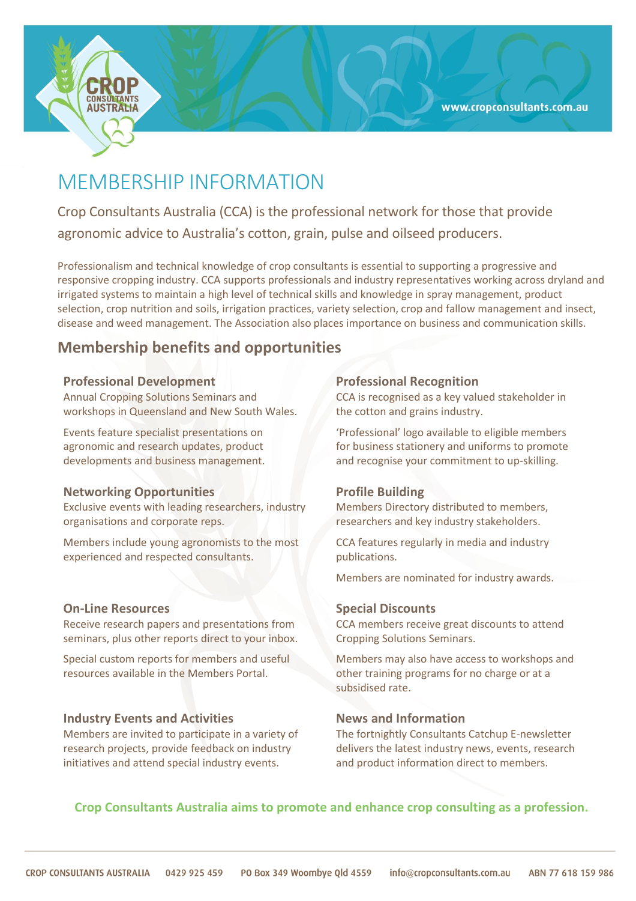www.cropconsultants.com.au

# MEMBERSHIP INFORMATION

Crop Consultants Australia (CCA) is the professional network for those that provide agronomic advice to Australia's cotton, grain, pulse and oilseed producers.

Professionalism and technical knowledge of crop consultants is essential to supporting a progressive and responsive cropping industry. CCA supports professionals and industry representatives working across dryland and irrigated systems to maintain a high level of technical skills and knowledge in spray management, product selection, crop nutrition and soils, irrigation practices, variety selection, crop and fallow management and insect, disease and weed management. The Association also places importance on business and communication skills.

## Membership benefits and opportunities

### Professional Development

Annual Cropping Solutions Seminars and workshops in Queensland and New South Wales.

Events feature specialist presentations on agronomic and research updates, product developments and business management.

### Networking Opportunities

Exclusive events with leading researchers, industry organisations and corporate reps.

Members include young agronomists to the most experienced and respected consultants.

### On-Line Resources

Receive research papers and presentations from seminars, plus other reports direct to your inbox.

Special custom reports for members and useful resources available in the Members Portal.

### Industry Events and Activities

Members are invited to participate in a variety of research projects, provide feedback on industry initiatives and attend special industry events.

### Professional Recognition

CCA is recognised as a key valued stakeholder in the cotton and grains industry.

'Professional' logo available to eligible members for business stationery and uniforms to promote and recognise your commitment to up-skilling.

### Profile Building

Members Directory distributed to members, researchers and key industry stakeholders.

CCA features regularly in media and industry publications.

Members are nominated for industry awards.

### Special Discounts

CCA members receive great discounts to attend Cropping Solutions Seminars.

Members may also have access to workshops and other training programs for no charge or at a subsidised rate.

### News and Information

The fortnightly Consultants Catchup E-newsletter delivers the latest industry news, events, research and product information direct to members.

**Crop Consultants Australia aims to promote and enhance crop consulting as a profession.**

CROP CONSULTANTS AUSTRALIA 0429 925 459 PO Box 349 Woombye Qld 4559 info@cropconsultants.com.au ABN 77 618 159 986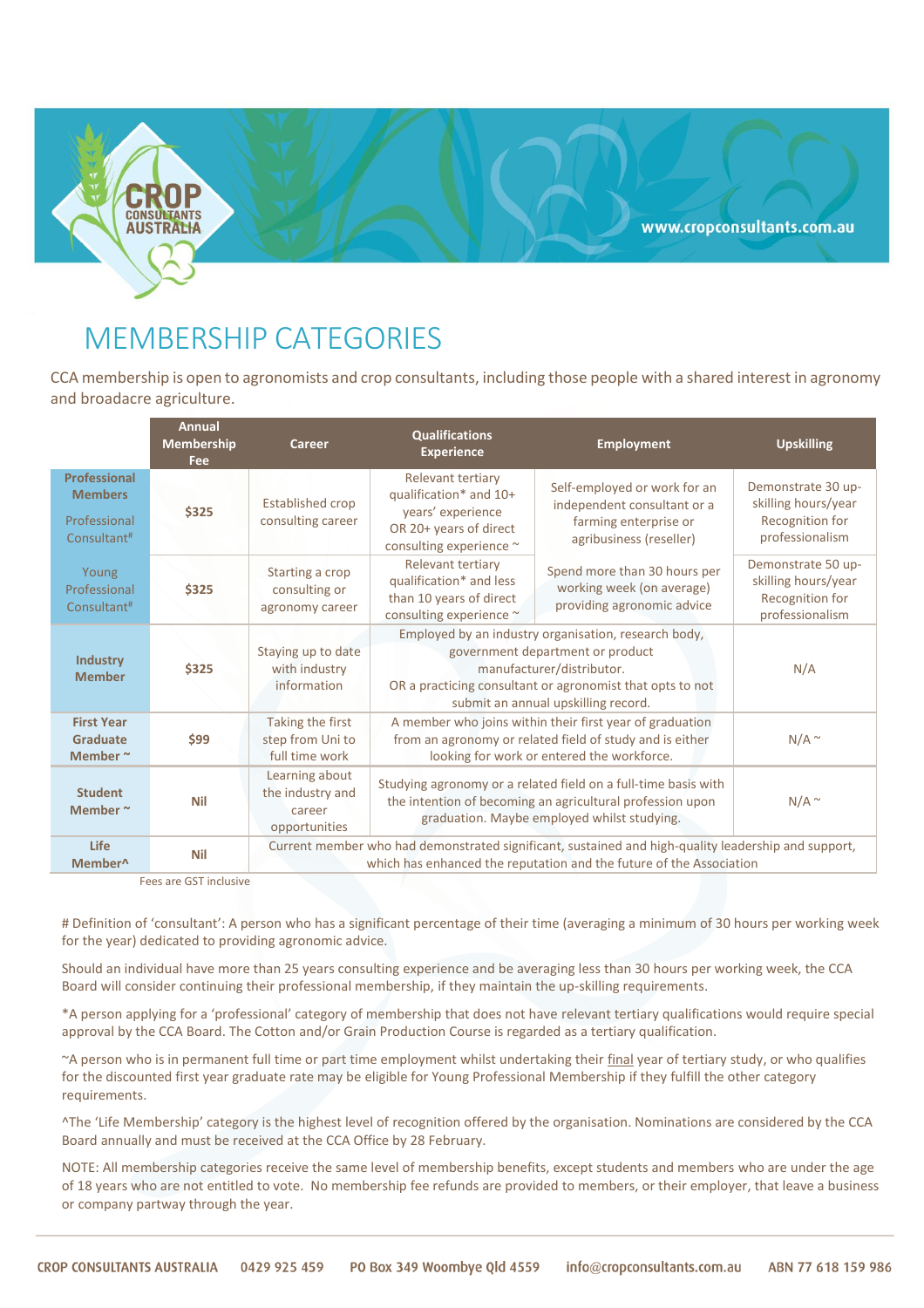# MEMBERSHIP CATEGORIES

CCA membership is open to agronomists and crop consultants, including those people with a shared interest in agronomy and broadacre agriculture.

| | Annual Membership Fee | Career | Qualifications Experience | Employment | Upskilling |
|---|---|---|---|---|---|
| **Professional Members** Professional Consultant# | **$325** | Established crop consulting career | Relevant tertiary qualification* and 10+ years' experience OR 20+ years of direct consulting experience ~ | Self-employed or work for an independent consultant or a farming enterprise or agribusiness (reseller) Spend more than 30 hours per working week (on average) providing agronomic advice | Demonstrate 30 up-skilling hours/year Recognition for professionalism |
| Young Professional Consultant# | **$325** | Starting a crop consulting or agronomy career | Relevant tertiary qualification* and less than 10 years of direct consulting experience ~ | | Demonstrate 50 up-skilling hours/year Recognition for professionalism |
| **Industry Member** | **$325** | Staying up to date with industry information | Employed by an industry organisation, research body, government department or product manufacturer/distributor. OR a practicing consultant or agronomist that opts to not submit an annual upskilling record. | | N/A |
| **First Year Graduate Member ~** | **$99** | Taking the first step from Uni to full time work | A member who joins within their first year of graduation from an agronomy or related field of study and is either looking for work or entered the workforce. | | N/A ~ |
| **Student Member ~** | **Nil** | Learning about the industry and career opportunities | Studying agronomy or a related field on a full-time basis with the intention of becoming an agricultural profession upon graduation. Maybe employed whilst studying. | | N/A ~ |
| **Life Member^** | **Nil** | Current member who had demonstrated significant, sustained and high-quality leadership and support, which has enhanced the reputation and the future of the Association | | | |

Fees are GST inclusive

# Definition of 'consultant': A person who has a significant percentage of their time (averaging a minimum of 30 hours per working week for the year) dedicated to providing agronomic advice.

Should an individual have more than 25 years consulting experience and be averaging less than 30 hours per working week, the CCA Board will consider continuing their professional membership, if they maintain the up-skilling requirements.

*A person applying for a 'professional' category of membership that does not have relevant tertiary qualifications would require special approval by the CCA Board. The Cotton and/or Grain Production Course is regarded as a tertiary qualification.

~A person who is in permanent full time or part time employment whilst undertaking their final year of tertiary study, or who qualifies for the discounted first year graduate rate may be eligible for Young Professional Membership if they fulfill the other category requirements.

^The 'Life Membership' category is the highest level of recognition offered by the organisation. Nominations are considered by the CCA Board annually and must be received at the CCA Office by 28 February.

NOTE: All membership categories receive the same level of membership benefits, except students and members who are under the age of 18 years who are not entitled to vote. No membership fee refunds are provided to members, or their employer, that leave a business or company partway through the year.